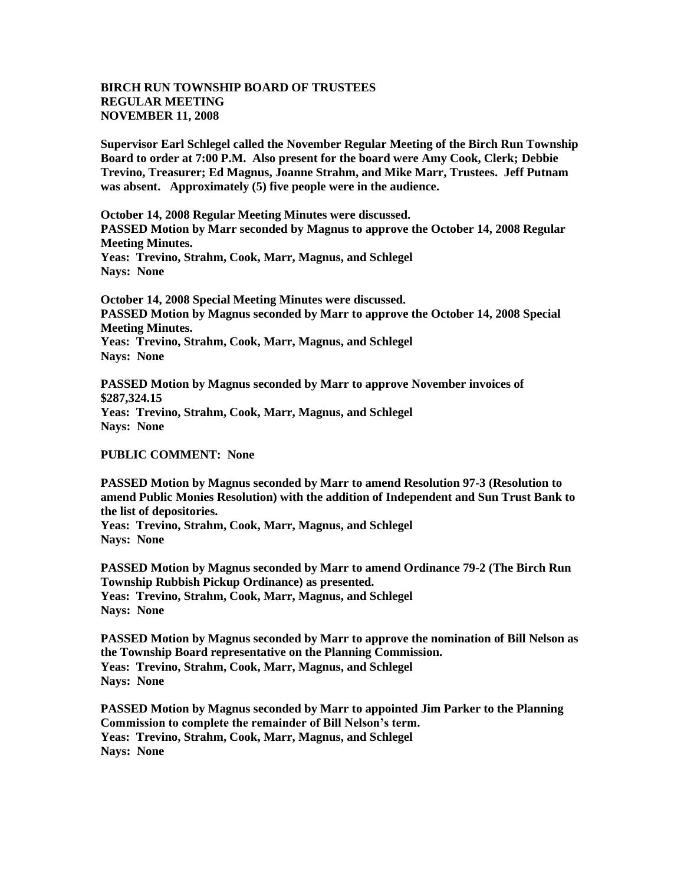**BIRCH RUN TOWNSHIP BOARD OF TRUSTEES**
**REGULAR MEETING**
**NOVEMBER 11, 2008**

**Supervisor Earl Schlegel called the November Regular Meeting of the Birch Run Township Board to order at 7:00 P.M. Also present for the board were Amy Cook, Clerk; Debbie Trevino, Treasurer; Ed Magnus, Joanne Strahm, and Mike Marr, Trustees. Jeff Putnam was absent. Approximately (5) five people were in the audience.**

**October 14, 2008 Regular Meeting Minutes were discussed.**
**PASSED Motion by Marr seconded by Magnus to approve the October 14, 2008 Regular Meeting Minutes.**
**Yeas: Trevino, Strahm, Cook, Marr, Magnus, and Schlegel**
**Nays: None**

**October 14, 2008 Special Meeting Minutes were discussed.**
**PASSED Motion by Magnus seconded by Marr to approve the October 14, 2008 Special Meeting Minutes.**
**Yeas: Trevino, Strahm, Cook, Marr, Magnus, and Schlegel**
**Nays: None**

**PASSED Motion by Magnus seconded by Marr to approve November invoices of $287,324.15**
**Yeas: Trevino, Strahm, Cook, Marr, Magnus, and Schlegel**
**Nays: None**

**PUBLIC COMMENT: None**

**PASSED Motion by Magnus seconded by Marr to amend Resolution 97-3 (Resolution to amend Public Monies Resolution) with the addition of Independent and Sun Trust Bank to the list of depositories.**
**Yeas: Trevino, Strahm, Cook, Marr, Magnus, and Schlegel**
**Nays: None**

**PASSED Motion by Magnus seconded by Marr to amend Ordinance 79-2 (The Birch Run Township Rubbish Pickup Ordinance) as presented.**
**Yeas: Trevino, Strahm, Cook, Marr, Magnus, and Schlegel**
**Nays: None**

**PASSED Motion by Magnus seconded by Marr to approve the nomination of Bill Nelson as the Township Board representative on the Planning Commission.**
**Yeas: Trevino, Strahm, Cook, Marr, Magnus, and Schlegel**
**Nays: None**

**PASSED Motion by Magnus seconded by Marr to appointed Jim Parker to the Planning Commission to complete the remainder of Bill Nelson's term.**
**Yeas: Trevino, Strahm, Cook, Marr, Magnus, and Schlegel**
**Nays: None**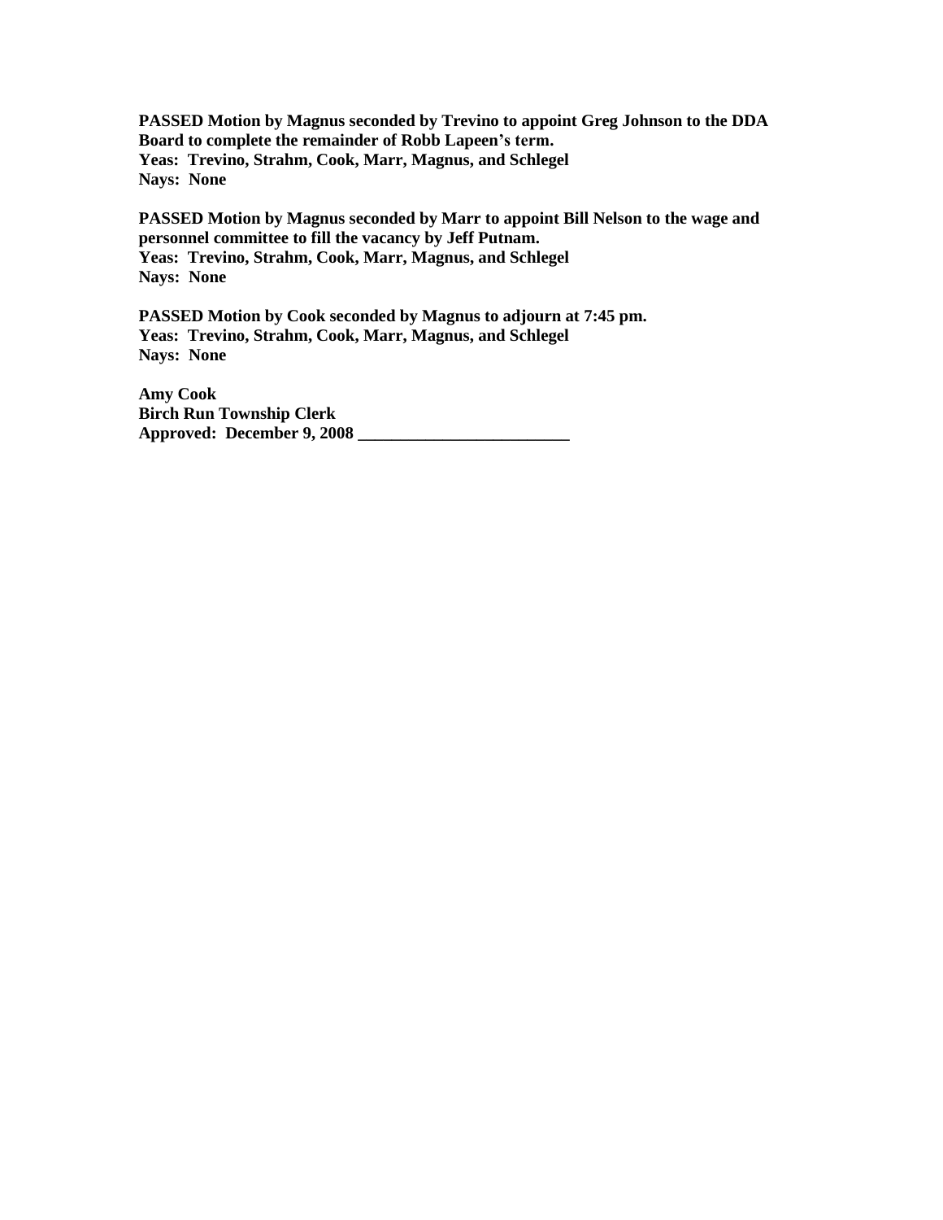**PASSED Motion by Magnus seconded by Trevino to appoint Greg Johnson to the DDA Board to complete the remainder of Robb Lapeen's term.**
**Yeas: Trevino, Strahm, Cook, Marr, Magnus, and Schlegel**
**Nays: None**

**PASSED Motion by Magnus seconded by Marr to appoint Bill Nelson to the wage and personnel committee to fill the vacancy by Jeff Putnam.**
**Yeas: Trevino, Strahm, Cook, Marr, Magnus, and Schlegel**
**Nays: None**

**PASSED Motion by Cook seconded by Magnus to adjourn at 7:45 pm.**
**Yeas: Trevino, Strahm, Cook, Marr, Magnus, and Schlegel**
**Nays: None**

**Amy Cook**
**Birch Run Township Clerk**
**Approved: December 9, 2008 _________________________**